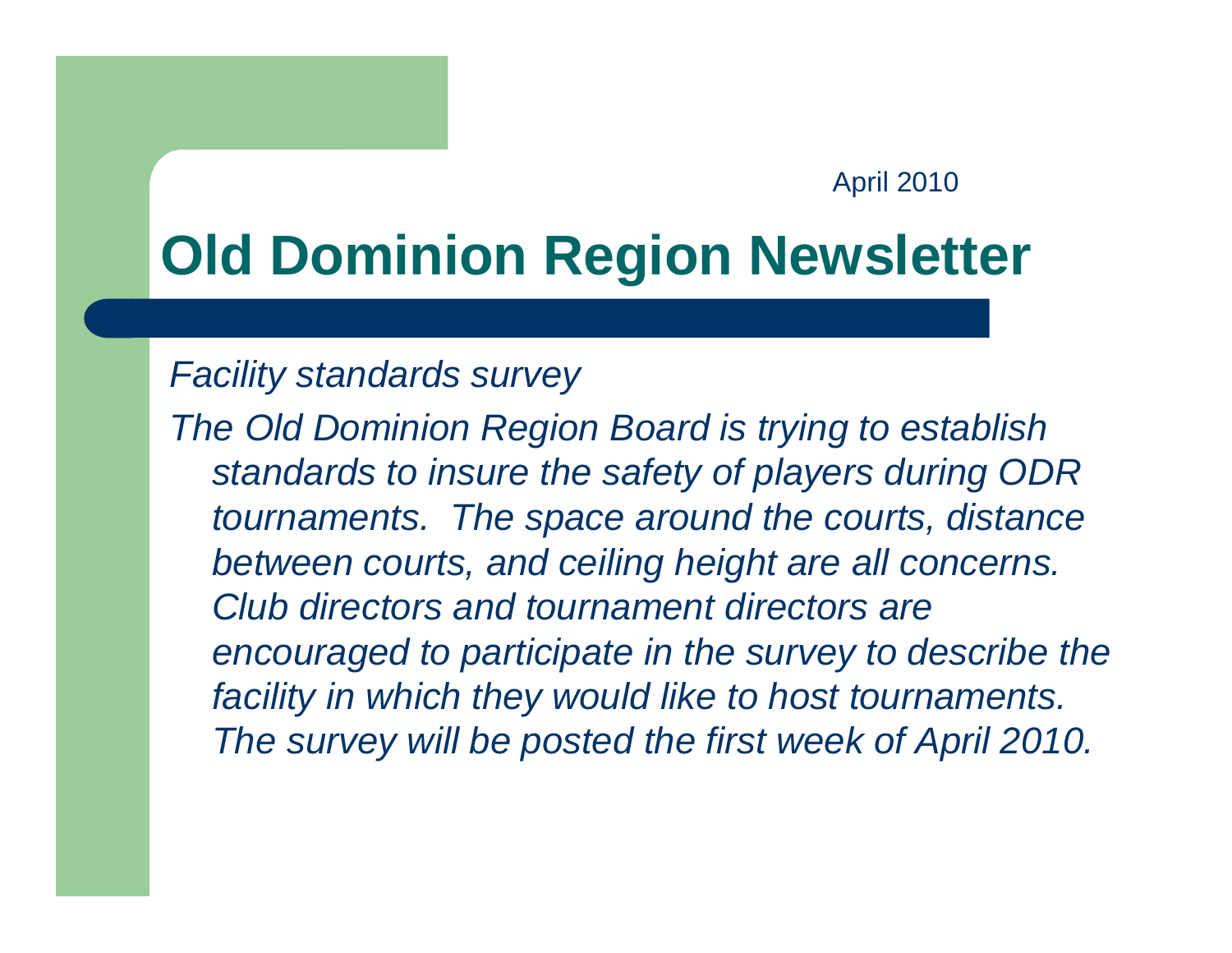April 2010

# Old Dominion Region Newsletter

*Facility standards survey*

*The Old Dominion Region Board is trying to establish standards to insure the safety of players during ODR tournaments. The space around the courts, distance between courts, and ceiling height are all concerns. Club directors and tournament directors are encouraged to participate in the survey to describe the facility in which they would like to host tournaments. The survey will be posted the first week of April 2010.*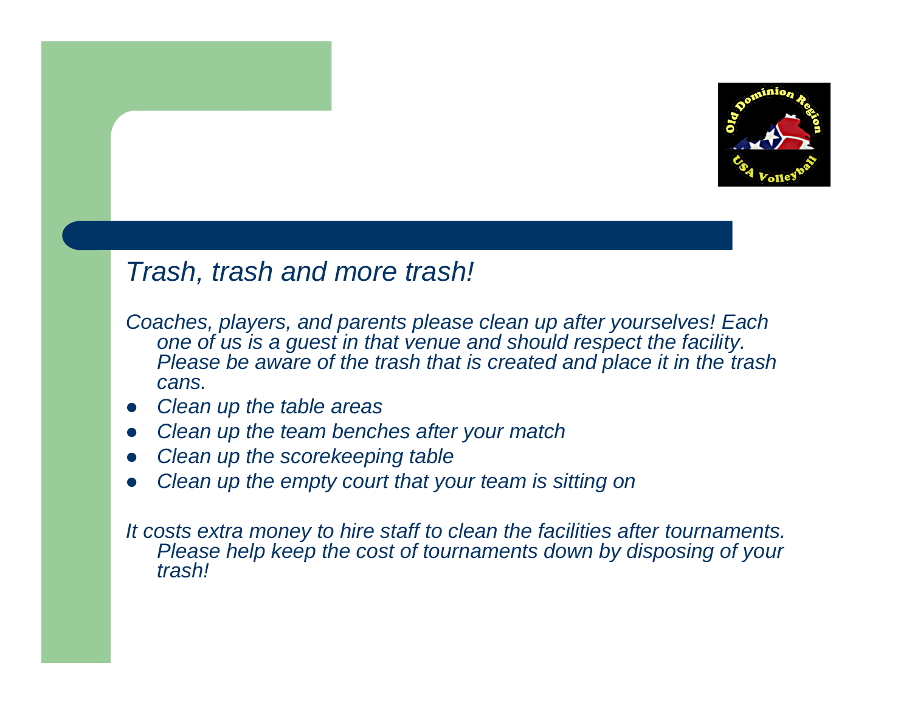## *Trash, trash and more trash!*

*Coaches, players, and parents please clean up after yourselves! Each one of us is a guest in that venue and should respect the facility. Please be aware of the trash that is created and place it in the trash cans.*

- *Clean up the table areas*
- *Clean up the team benches after your match*
- *Clean up the scorekeeping table*
- *Clean up the empty court that your team is sitting on*

*It costs extra money to hire staff to clean the facilities after tournaments. Please help keep the cost of tournaments down by disposing of your trash!*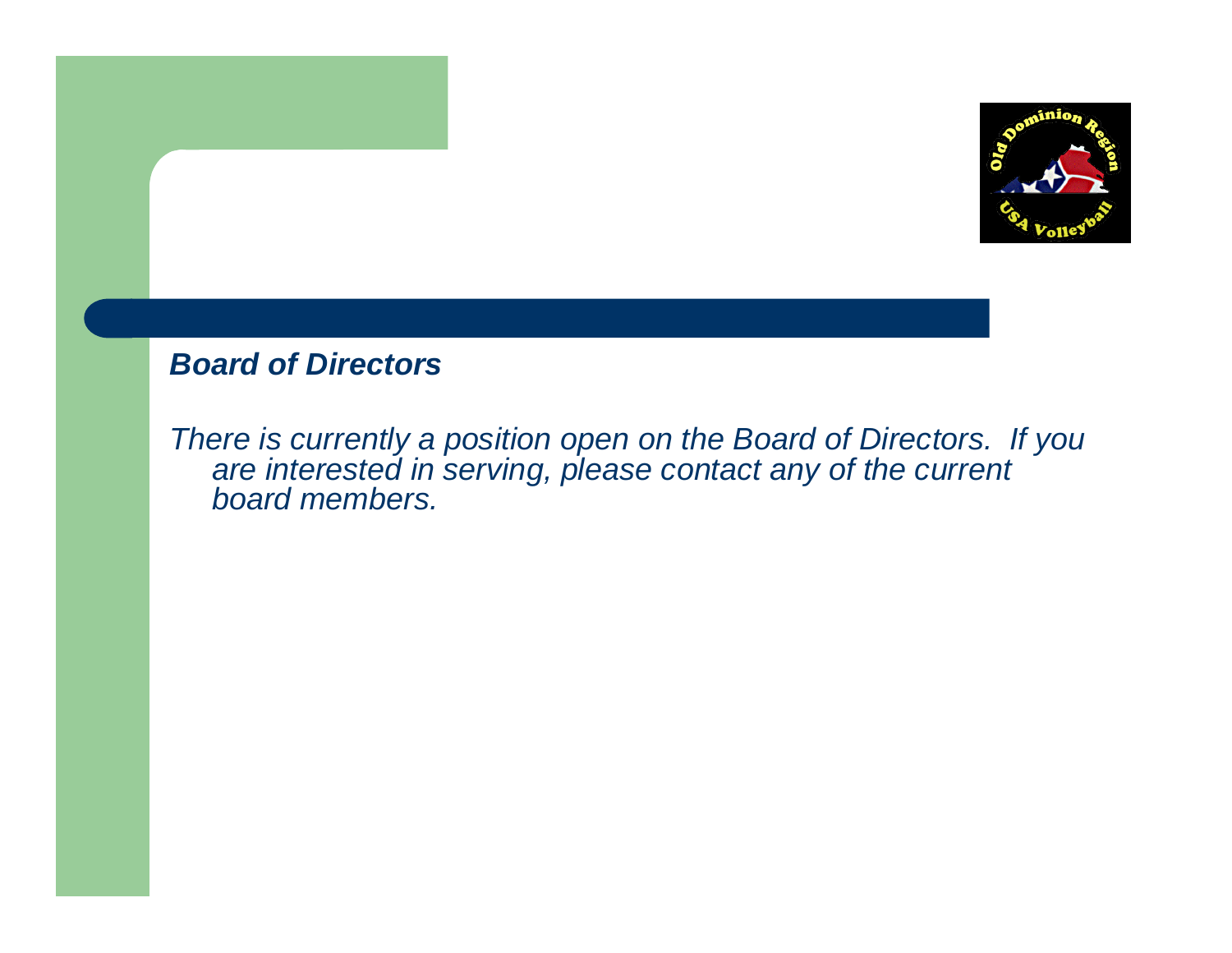***Board of Directors***

*There is currently a position open on the Board of Directors. If you are interested in serving, please contact any of the current board members.*